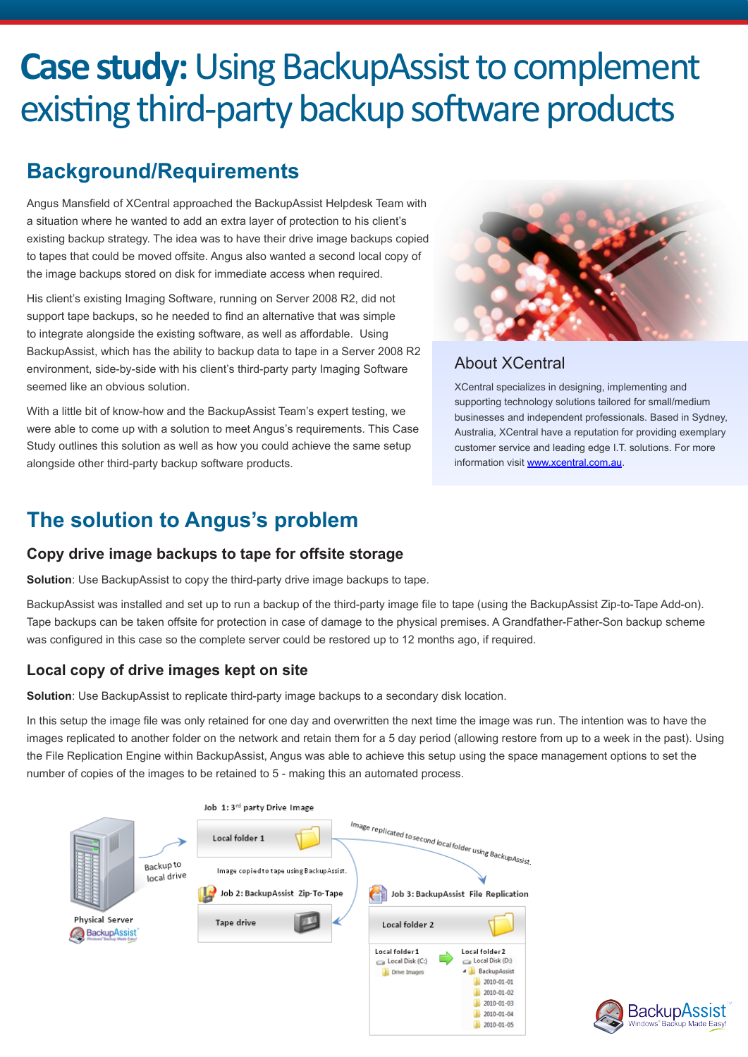# **Case study:** Using BackupAssist to complement existing third-party backup software products

## Background/Requirements

Angus Mansfield of XCentral approached the BackupAssist Helpdesk Team with a situation where he wanted to add an extra layer of protection to his client's existing backup strategy. The idea was to have their drive image backups copied to tapes that could be moved offsite. Angus also wanted a second local copy of the image backups stored on disk for immediate access when required.

His client's existing Imaging Software, running on Server 2008 R2, did not support tape backups, so he needed to find an alternative that was simple to integrate alongside the existing software, as well as affordable. Using BackupAssist, which has the ability to backup data to tape in a Server 2008 R2 environment, side-by-side with his client's third-party party Imaging Software seemed like an obvious solution.

With a little bit of know-how and the BackupAssist Team's expert testing, we were able to come up with a solution to meet Angus's requirements. This Case Study outlines this solution as well as how you could achieve the same setup alongside other third-party backup software products.

### About XCentral

XCentral specializes in designing, implementing and supporting technology solutions tailored for small/medium businesses and independent professionals. Based in Sydney, Australia, XCentral have a reputation for providing exemplary customer service and leading edge I.T. solutions. For more information visit www.xcentral.com.au.

## The solution to Angus's problem

### Copy drive image backups to tape for offsite storage

**Solution**: Use BackupAssist to copy the third-party drive image backups to tape.

BackupAssist was installed and set up to run a backup of the third-party image file to tape (using the BackupAssist Zip-to-Tape Add-on). Tape backups can be taken offsite for protection in case of damage to the physical premises. A Grandfather-Father-Son backup scheme was configured in this case so the complete server could be restored up to 12 months ago, if required.

### Local copy of drive images kept on site

**Solution**: Use BackupAssist to replicate third-party image backups to a secondary disk location.

In this setup the image file was only retained for one day and overwritten the next time the image was run. The intention was to have the images replicated to another folder on the network and retain them for a 5 day period (allowing restore from up to a week in the past). Using the File Replication Engine within BackupAssist, Angus was able to achieve this setup using the space management options to set the number of copies of the images to be retained to 5 - making this an automated process.

Physical Server — Backup to local drive → Job 1: 3rd party Drive Image — Local folder 1

Image copied to tape using BackupAssist. → Job 2: BackupAssist Zip-To-Tape — Tape drive

Image replicated to second local folder using BackupAssist. → Job 3: BackupAssist File Replication — Local folder 2

Local folder 1: Local Disk (C:) > Drive Images

Local folder 2: Local Disk (D:) > BackupAssist > 2010-01-01, 2010-01-02, 2010-01-03, 2010-01-04, 2010-01-05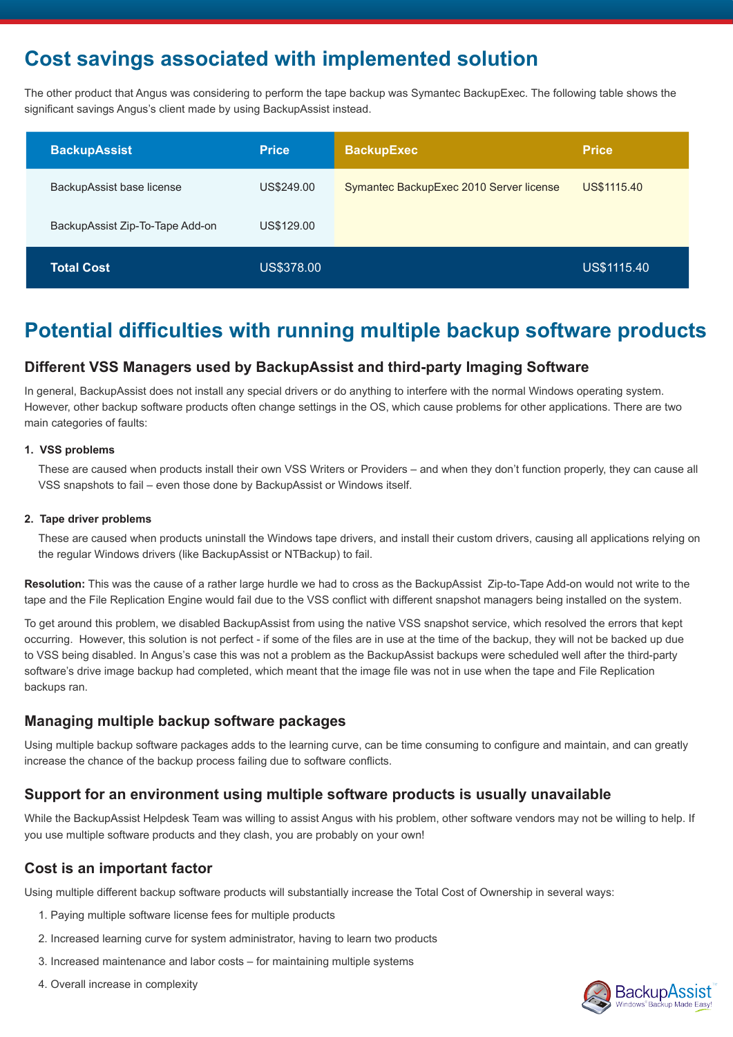## Cost savings associated with implemented solution

The other product that Angus was considering to perform the tape backup was Symantec BackupExec. The following table shows the significant savings Angus's client made by using BackupAssist instead.

| BackupAssist | Price | BackupExec | Price |
|---|---|---|---|
| BackupAssist base license | US$249.00 | Symantec BackupExec 2010 Server license | US$1115.40 |
| BackupAssist Zip-To-Tape Add-on | US$129.00 | | |
| **Total Cost** | US$378.00 | | US$1115.40 |

## Potential difficulties with running multiple backup software products

### Different VSS Managers used by BackupAssist and third-party Imaging Software

In general, BackupAssist does not install any special drivers or do anything to interfere with the normal Windows operating system. However, other backup software products often change settings in the OS, which cause problems for other applications. There are two main categories of faults:

1. **VSS problems**

   These are caused when products install their own VSS Writers or Providers – and when they don't function properly, they can cause all VSS snapshots to fail – even those done by BackupAssist or Windows itself.

2. **Tape driver problems**

   These are caused when products uninstall the Windows tape drivers, and install their custom drivers, causing all applications relying on the regular Windows drivers (like BackupAssist or NTBackup) to fail.

**Resolution:** This was the cause of a rather large hurdle we had to cross as the BackupAssist Zip-to-Tape Add-on would not write to the tape and the File Replication Engine would fail due to the VSS conflict with different snapshot managers being installed on the system.

To get around this problem, we disabled BackupAssist from using the native VSS snapshot service, which resolved the errors that kept occurring. However, this solution is not perfect - if some of the files are in use at the time of the backup, they will not be backed up due to VSS being disabled. In Angus's case this was not a problem as the BackupAssist backups were scheduled well after the third-party software's drive image backup had completed, which meant that the image file was not in use when the tape and File Replication backups ran.

### Managing multiple backup software packages

Using multiple backup software packages adds to the learning curve, can be time consuming to configure and maintain, and can greatly increase the chance of the backup process failing due to software conflicts.

### Support for an environment using multiple software products is usually unavailable

While the BackupAssist Helpdesk Team was willing to assist Angus with his problem, other software vendors may not be willing to help. If you use multiple software products and they clash, you are probably on your own!

### Cost is an important factor

Using multiple different backup software products will substantially increase the Total Cost of Ownership in several ways:

1. Paying multiple software license fees for multiple products
2. Increased learning curve for system administrator, having to learn two products
3. Increased maintenance and labor costs – for maintaining multiple systems
4. Overall increase in complexity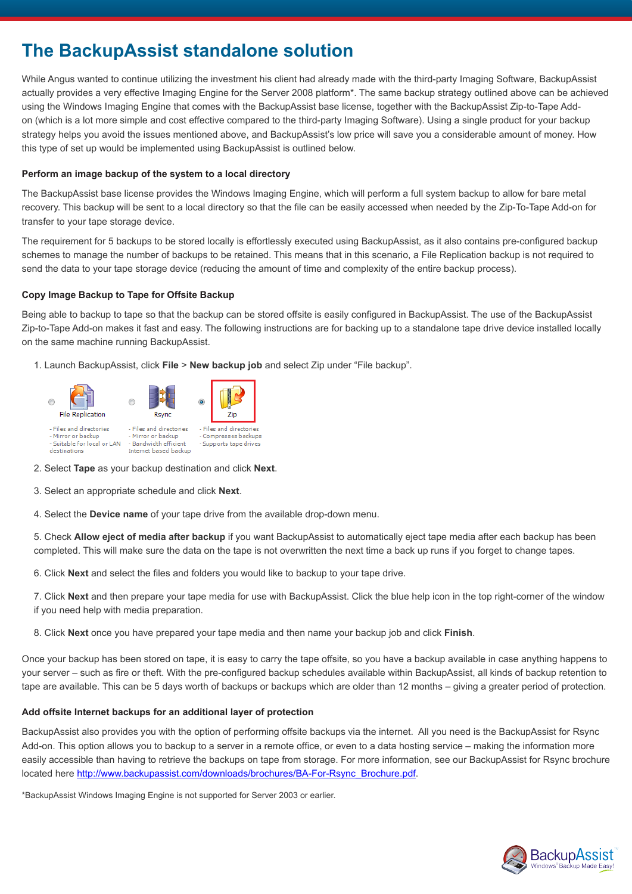# The BackupAssist standalone solution

While Angus wanted to continue utilizing the investment his client had already made with the third-party Imaging Software, BackupAssist actually provides a very effective Imaging Engine for the Server 2008 platform*. The same backup strategy outlined above can be achieved using the Windows Imaging Engine that comes with the BackupAssist base license, together with the BackupAssist Zip-to-Tape Add-on (which is a lot more simple and cost effective compared to the third-party Imaging Software). Using a single product for your backup strategy helps you avoid the issues mentioned above, and BackupAssist's low price will save you a considerable amount of money. How this type of set up would be implemented using BackupAssist is outlined below.

### Perform an image backup of the system to a local directory

The BackupAssist base license provides the Windows Imaging Engine, which will perform a full system backup to allow for bare metal recovery. This backup will be sent to a local directory so that the file can be easily accessed when needed by the Zip-To-Tape Add-on for transfer to your tape storage device.

The requirement for 5 backups to be stored locally is effortlessly executed using BackupAssist, as it also contains pre-configured backup schemes to manage the number of backups to be retained. This means that in this scenario, a File Replication backup is not required to send the data to your tape storage device (reducing the amount of time and complexity of the entire backup process).

### Copy Image Backup to Tape for Offsite Backup

Being able to backup to tape so that the backup can be stored offsite is easily configured in BackupAssist. The use of the BackupAssist Zip-to-Tape Add-on makes it fast and easy. The following instructions are for backing up to a standalone tape drive device installed locally on the same machine running BackupAssist.

1. Launch BackupAssist, click **File** > **New backup job** and select Zip under "File backup".

| File Replication | Rsync | Zip |
|---|---|---|
| - Files and directories<br>- Mirror or backup<br>- Suitable for local or LAN destinations | - Files and directories<br>- Mirror or backup<br>- Bandwidth efficient Internet based backup | - Files and directories<br>- Compresses backups<br>- Supports tape drives |

2. Select **Tape** as your backup destination and click **Next**.

3. Select an appropriate schedule and click **Next**.

4. Select the **Device name** of your tape drive from the available drop-down menu.

5. Check **Allow eject of media after backup** if you want BackupAssist to automatically eject tape media after each backup has been completed. This will make sure the data on the tape is not overwritten the next time a back up runs if you forget to change tapes.

6. Click **Next** and select the files and folders you would like to backup to your tape drive.

7. Click **Next** and then prepare your tape media for use with BackupAssist. Click the blue help icon in the top right-corner of the window if you need help with media preparation.

8. Click **Next** once you have prepared your tape media and then name your backup job and click **Finish**.

Once your backup has been stored on tape, it is easy to carry the tape offsite, so you have a backup available in case anything happens to your server – such as fire or theft. With the pre-configured backup schedules available within BackupAssist, all kinds of backup retention to tape are available. This can be 5 days worth of backups or backups which are older than 12 months – giving a greater period of protection.

### Add offsite Internet backups for an additional layer of protection

BackupAssist also provides you with the option of performing offsite backups via the internet. All you need is the BackupAssist for Rsync Add-on. This option allows you to backup to a server in a remote office, or even to a data hosting service – making the information more easily accessible than having to retrieve the backups on tape from storage. For more information, see our BackupAssist for Rsync brochure located here http://www.backupassist.com/downloads/brochures/BA-For-Rsync_Brochure.pdf.

*BackupAssist Windows Imaging Engine is not supported for Server 2003 or earlier.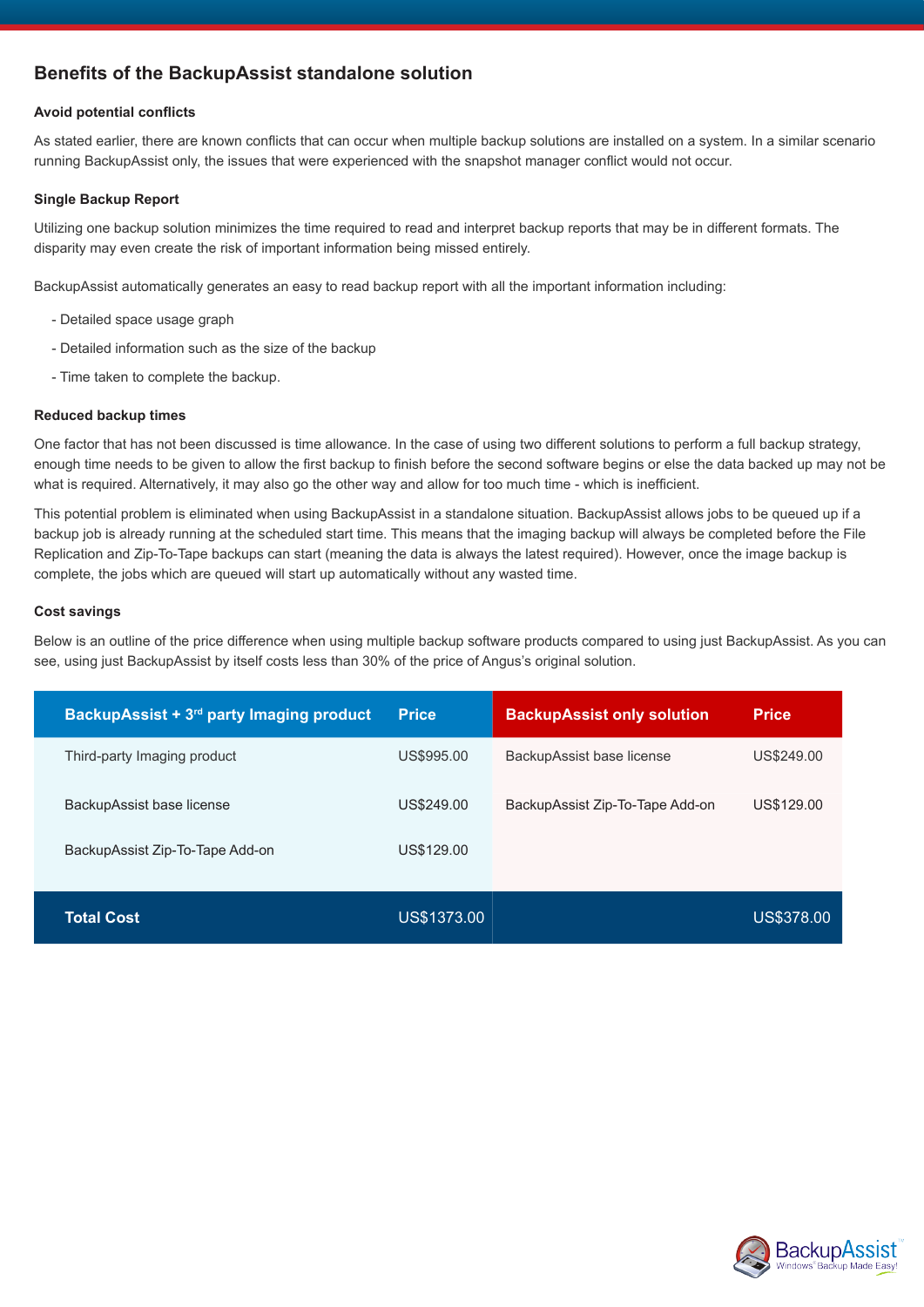## Benefits of the BackupAssist standalone solution

**Avoid potential conflicts**

As stated earlier, there are known conflicts that can occur when multiple backup solutions are installed on a system. In a similar scenario running BackupAssist only, the issues that were experienced with the snapshot manager conflict would not occur.

**Single Backup Report**

Utilizing one backup solution minimizes the time required to read and interpret backup reports that may be in different formats. The disparity may even create the risk of important information being missed entirely.

BackupAssist automatically generates an easy to read backup report with all the important information including:

- Detailed space usage graph
- Detailed information such as the size of the backup
- Time taken to complete the backup.

**Reduced backup times**

One factor that has not been discussed is time allowance. In the case of using two different solutions to perform a full backup strategy, enough time needs to be given to allow the first backup to finish before the second software begins or else the data backed up may not be what is required. Alternatively, it may also go the other way and allow for too much time - which is inefficient.

This potential problem is eliminated when using BackupAssist in a standalone situation. BackupAssist allows jobs to be queued up if a backup job is already running at the scheduled start time. This means that the imaging backup will always be completed before the File Replication and Zip-To-Tape backups can start (meaning the data is always the latest required). However, once the image backup is complete, the jobs which are queued will start up automatically without any wasted time.

**Cost savings**

Below is an outline of the price difference when using multiple backup software products compared to using just BackupAssist. As you can see, using just BackupAssist by itself costs less than 30% of the price of Angus's original solution.

| BackupAssist + 3rd party Imaging product | Price | BackupAssist only solution | Price |
|---|---|---|---|
| Third-party Imaging product | US$995.00 | BackupAssist base license | US$249.00 |
| BackupAssist base license | US$249.00 | BackupAssist Zip-To-Tape Add-on | US$129.00 |
| BackupAssist Zip-To-Tape Add-on | US$129.00 | | |
| **Total Cost** | US$1373.00 | | US$378.00 |